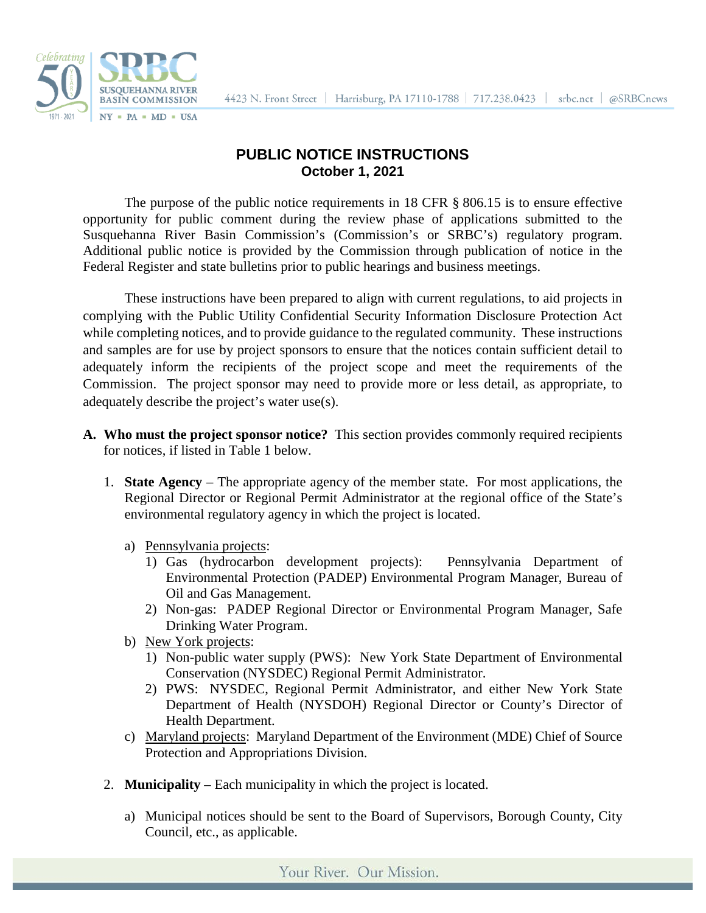# PUBLIC NOTICE INSTRUCTIONS

**October 1, 2021**

The purpose of the public notice requirements in 18 CFR § 806.15 is to ensure effective opportunity for public comment during the review phase of applications submitted to the Susquehanna River Basin Commission's (Commission's or SRBC's) regulatory program. Additional public notice is provided by the Commission through publication of notice in the Federal Register and state bulletins prior to public hearings and business meetings.

These instructions have been prepared to align with current regulations, to aid projects in complying with the Public Utility Confidential Security Information Disclosure Protection Act while completing notices, and to provide guidance to the regulated community. These instructions and samples are for use by project sponsors to ensure that the notices contain sufficient detail to adequately inform the recipients of the project scope and meet the requirements of the Commission. The project sponsor may need to provide more or less detail, as appropriate, to adequately describe the project's water use(s).

**A. Who must the project sponsor notice?** This section provides commonly required recipients for notices, if listed in Table 1 below.

1. **State Agency** – The appropriate agency of the member state. For most applications, the Regional Director or Regional Permit Administrator at the regional office of the State's environmental regulatory agency in which the project is located.

   a) Pennsylvania projects:
      1) Gas (hydrocarbon development projects): Pennsylvania Department of Environmental Protection (PADEP) Environmental Program Manager, Bureau of Oil and Gas Management.
      2) Non-gas: PADEP Regional Director or Environmental Program Manager, Safe Drinking Water Program.

   b) New York projects:
      1) Non-public water supply (PWS): New York State Department of Environmental Conservation (NYSDEC) Regional Permit Administrator.
      2) PWS: NYSDEC, Regional Permit Administrator, and either New York State Department of Health (NYSDOH) Regional Director or County's Director of Health Department.

   c) Maryland projects: Maryland Department of the Environment (MDE) Chief of Source Protection and Appropriations Division.

2. **Municipality** – Each municipality in which the project is located.

   a) Municipal notices should be sent to the Board of Supervisors, Borough County, City Council, etc., as applicable.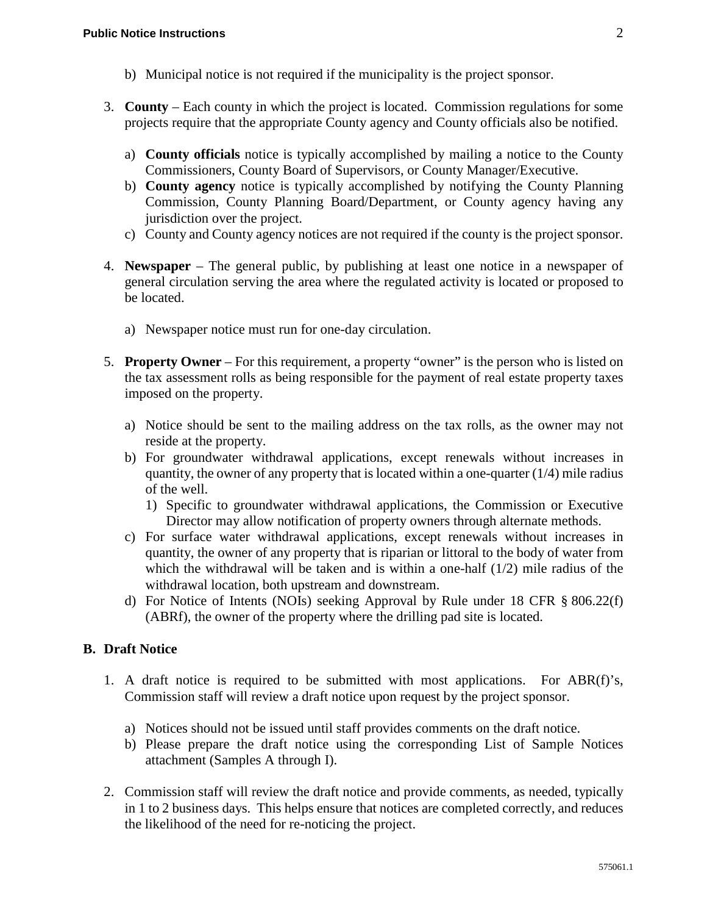b) Municipal notice is not required if the municipality is the project sponsor.

3. **County** – Each county in which the project is located. Commission regulations for some projects require that the appropriate County agency and County officials also be notified.

   a) **County officials** notice is typically accomplished by mailing a notice to the County Commissioners, County Board of Supervisors, or County Manager/Executive.
   b) **County agency** notice is typically accomplished by notifying the County Planning Commission, County Planning Board/Department, or County agency having any jurisdiction over the project.
   c) County and County agency notices are not required if the county is the project sponsor.

4. **Newspaper** – The general public, by publishing at least one notice in a newspaper of general circulation serving the area where the regulated activity is located or proposed to be located.

   a) Newspaper notice must run for one-day circulation.

5. **Property Owner** – For this requirement, a property "owner" is the person who is listed on the tax assessment rolls as being responsible for the payment of real estate property taxes imposed on the property.

   a) Notice should be sent to the mailing address on the tax rolls, as the owner may not reside at the property.
   b) For groundwater withdrawal applications, except renewals without increases in quantity, the owner of any property that is located within a one-quarter (1/4) mile radius of the well.
      1) Specific to groundwater withdrawal applications, the Commission or Executive Director may allow notification of property owners through alternate methods.
   c) For surface water withdrawal applications, except renewals without increases in quantity, the owner of any property that is riparian or littoral to the body of water from which the withdrawal will be taken and is within a one-half (1/2) mile radius of the withdrawal location, both upstream and downstream.
   d) For Notice of Intents (NOIs) seeking Approval by Rule under 18 CFR § 806.22(f) (ABRf), the owner of the property where the drilling pad site is located.

## B. Draft Notice

1. A draft notice is required to be submitted with most applications. For ABR(f)'s, Commission staff will review a draft notice upon request by the project sponsor.

   a) Notices should not be issued until staff provides comments on the draft notice.
   b) Please prepare the draft notice using the corresponding List of Sample Notices attachment (Samples A through I).

2. Commission staff will review the draft notice and provide comments, as needed, typically in 1 to 2 business days. This helps ensure that notices are completed correctly, and reduces the likelihood of the need for re-noticing the project.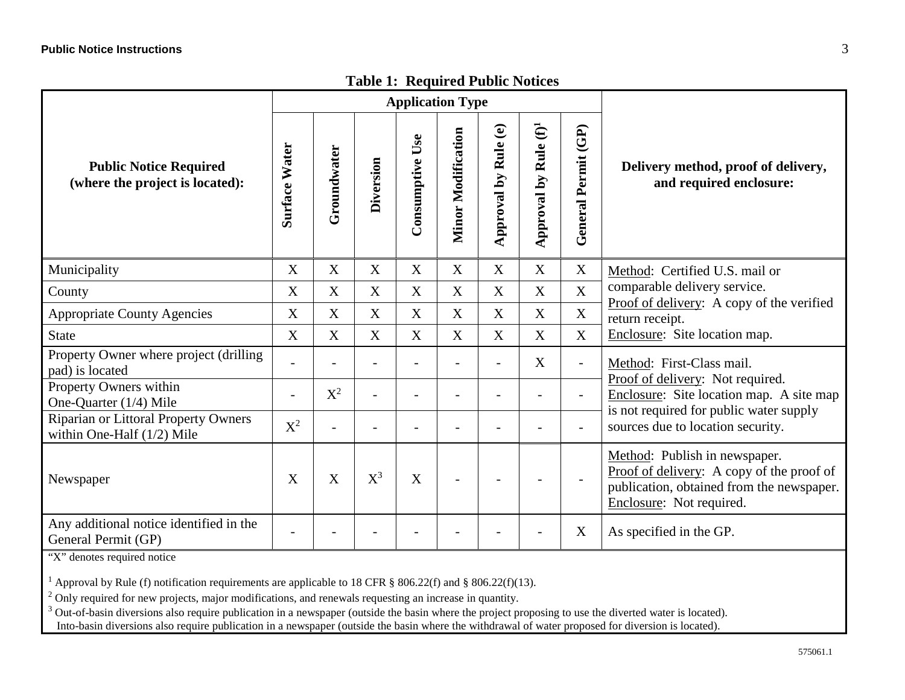**Table 1: Required Public Notices**

| Public Notice Required (where the project is located): | Application Type | | | | | | | | Delivery method, proof of delivery, and required enclosure: |
|---|---|---|---|---|---|---|---|---|---|
| | Surface Water | Groundwater | Diversion | Consumptive Use | Minor Modification | Approval by Rule (e) | Approval by Rule (f)[1] | General Permit (GP) | |
| Municipality | X | X | X | X | X | X | X | X | Method: Certified U.S. mail or comparable delivery service. Proof of delivery: A copy of the verified return receipt. Enclosure: Site location map. |
| County | X | X | X | X | X | X | X | X | |
| Appropriate County Agencies | X | X | X | X | X | X | X | X | |
| State | X | X | X | X | X | X | X | X | |
| Property Owner where project (drilling pad) is located | - | - | - | - | - | - | X | - | Method: First-Class mail. Proof of delivery: Not required. Enclosure: Site location map. A site map is not required for public water supply sources due to location security. |
| Property Owners within One-Quarter (1/4) Mile | - | X[2] | - | - | - | - | - | - | |
| Riparian or Littoral Property Owners within One-Half (1/2) Mile | X[2] | - | - | - | - | - | - | - | |
| Newspaper | X | X | X[3] | X | - | - | - | - | Method: Publish in newspaper. Proof of delivery: A copy of the proof of publication, obtained from the newspaper. Enclosure: Not required. |
| Any additional notice identified in the General Permit (GP) | - | - | - | - | - | - | - | X | As specified in the GP. |

"X" denotes required notice

[1] Approval by Rule (f) notification requirements are applicable to 18 CFR § 806.22(f) and § 806.22(f)(13).

[2] Only required for new projects, major modifications, and renewals requesting an increase in quantity.

[3] Out-of-basin diversions also require publication in a newspaper (outside the basin where the project proposing to use the diverted water is located). Into-basin diversions also require publication in a newspaper (outside the basin where the withdrawal of water proposed for diversion is located).

575061.1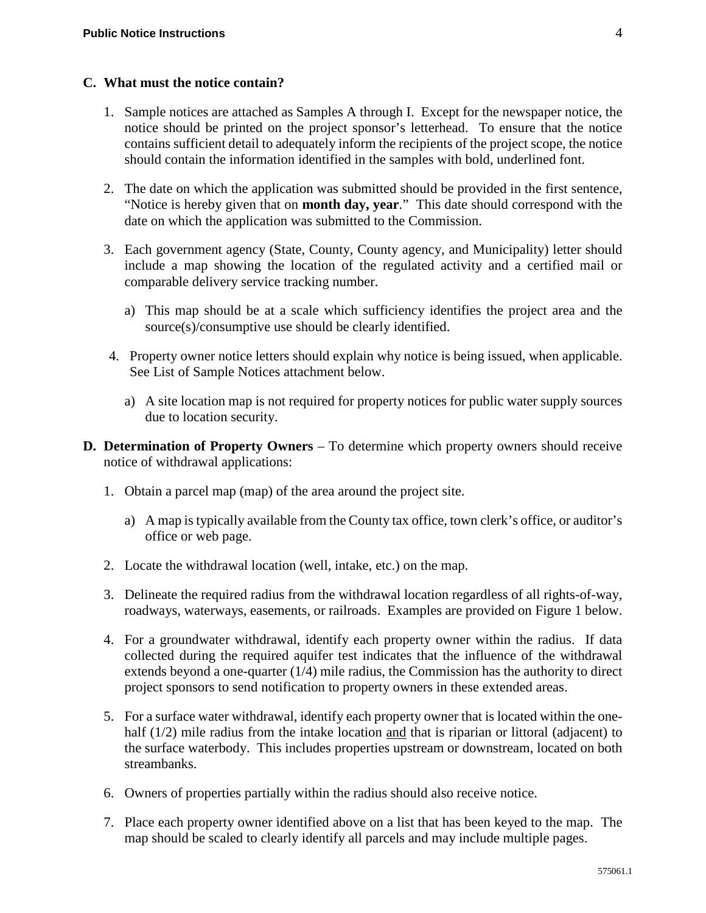## C. What must the notice contain?

1. Sample notices are attached as Samples A through I. Except for the newspaper notice, the notice should be printed on the project sponsor's letterhead. To ensure that the notice contains sufficient detail to adequately inform the recipients of the project scope, the notice should contain the information identified in the samples with bold, underlined font.

2. The date on which the application was submitted should be provided in the first sentence, "Notice is hereby given that on **month day, year**." This date should correspond with the date on which the application was submitted to the Commission.

3. Each government agency (State, County, County agency, and Municipality) letter should include a map showing the location of the regulated activity and a certified mail or comparable delivery service tracking number.

   a) This map should be at a scale which sufficiency identifies the project area and the source(s)/consumptive use should be clearly identified.

4. Property owner notice letters should explain why notice is being issued, when applicable. See List of Sample Notices attachment below.

   a) A site location map is not required for property notices for public water supply sources due to location security.

**D. Determination of Property Owners** – To determine which property owners should receive notice of withdrawal applications:

1. Obtain a parcel map (map) of the area around the project site.

   a) A map is typically available from the County tax office, town clerk's office, or auditor's office or web page.

2. Locate the withdrawal location (well, intake, etc.) on the map.

3. Delineate the required radius from the withdrawal location regardless of all rights-of-way, roadways, waterways, easements, or railroads. Examples are provided on Figure 1 below.

4. For a groundwater withdrawal, identify each property owner within the radius. If data collected during the required aquifer test indicates that the influence of the withdrawal extends beyond a one-quarter (1/4) mile radius, the Commission has the authority to direct project sponsors to send notification to property owners in these extended areas.

5. For a surface water withdrawal, identify each property owner that is located within the one-half (1/2) mile radius from the intake location <u>and</u> that is riparian or littoral (adjacent) to the surface waterbody. This includes properties upstream or downstream, located on both streambanks.

6. Owners of properties partially within the radius should also receive notice.

7. Place each property owner identified above on a list that has been keyed to the map. The map should be scaled to clearly identify all parcels and may include multiple pages.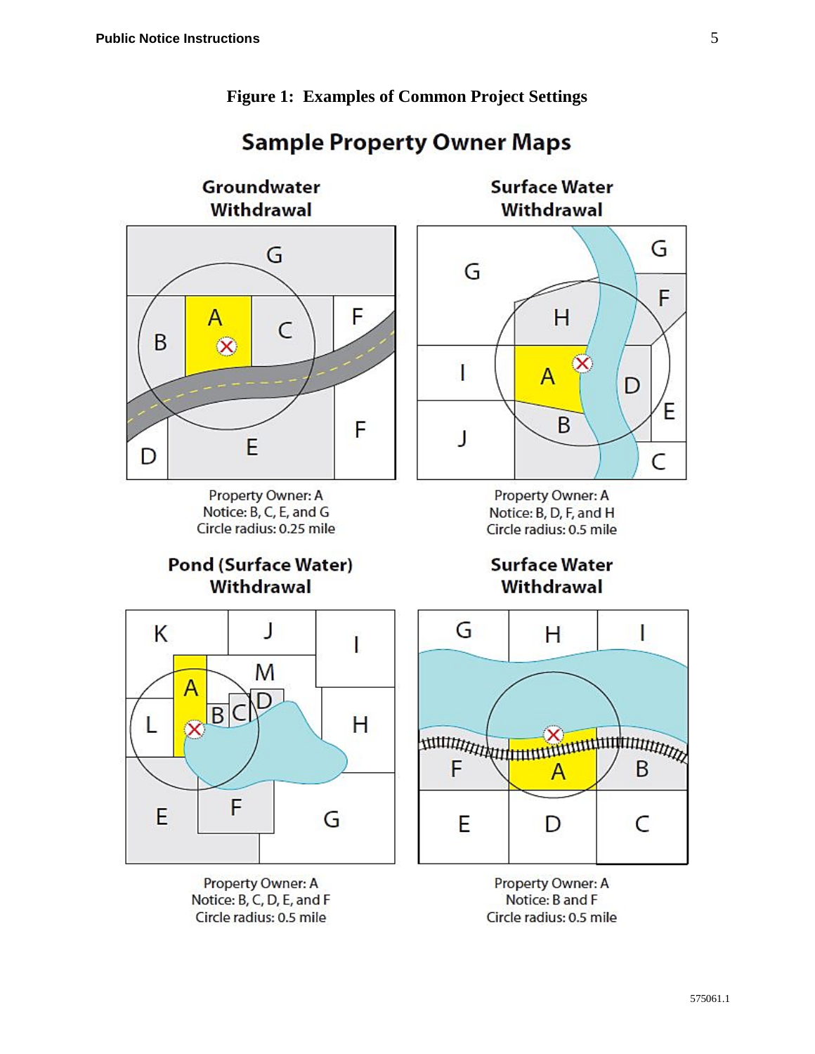**Figure 1: Examples of Common Project Settings**

## Sample Property Owner Maps

### Groundwater Withdrawal

Property Owner: A
Notice: B, C, E, and G
Circle radius: 0.25 mile

### Surface Water Withdrawal

Property Owner: A
Notice: B, D, F, and H
Circle radius: 0.5 mile

### Pond (Surface Water) Withdrawal

Property Owner: A
Notice: B, C, D, E, and F
Circle radius: 0.5 mile

### Surface Water Withdrawal

Property Owner: A
Notice: B and F
Circle radius: 0.5 mile

575061.1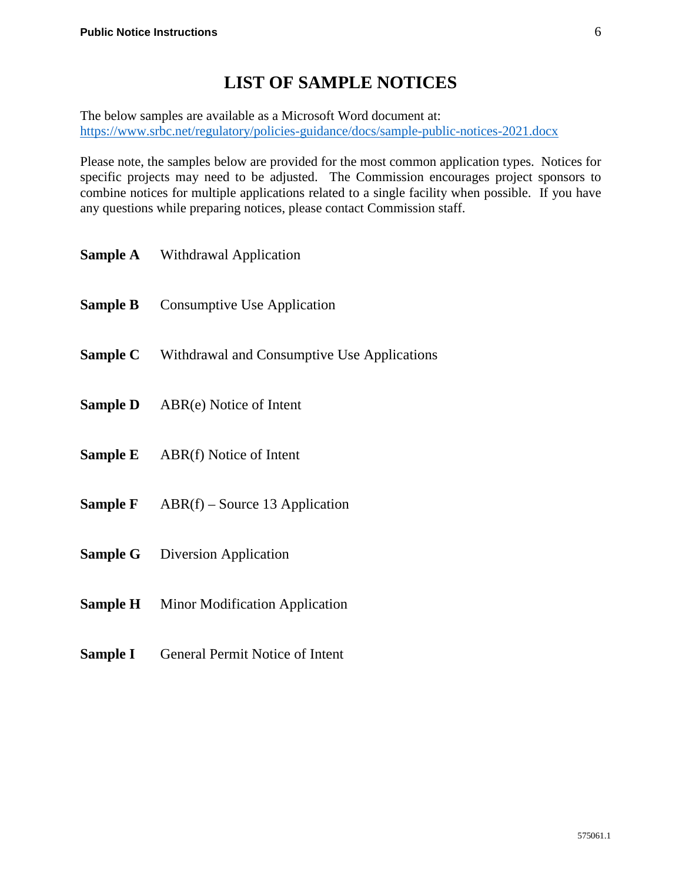# LIST OF SAMPLE NOTICES

The below samples are available as a Microsoft Word document at:
https://www.srbc.net/regulatory/policies-guidance/docs/sample-public-notices-2021.docx

Please note, the samples below are provided for the most common application types. Notices for specific projects may need to be adjusted. The Commission encourages project sponsors to combine notices for multiple applications related to a single facility when possible. If you have any questions while preparing notices, please contact Commission staff.

**Sample A** Withdrawal Application

**Sample B** Consumptive Use Application

**Sample C** Withdrawal and Consumptive Use Applications

**Sample D** ABR(e) Notice of Intent

**Sample E** ABR(f) Notice of Intent

**Sample F** ABR(f) – Source 13 Application

**Sample G** Diversion Application

**Sample H** Minor Modification Application

**Sample I** General Permit Notice of Intent

575061.1